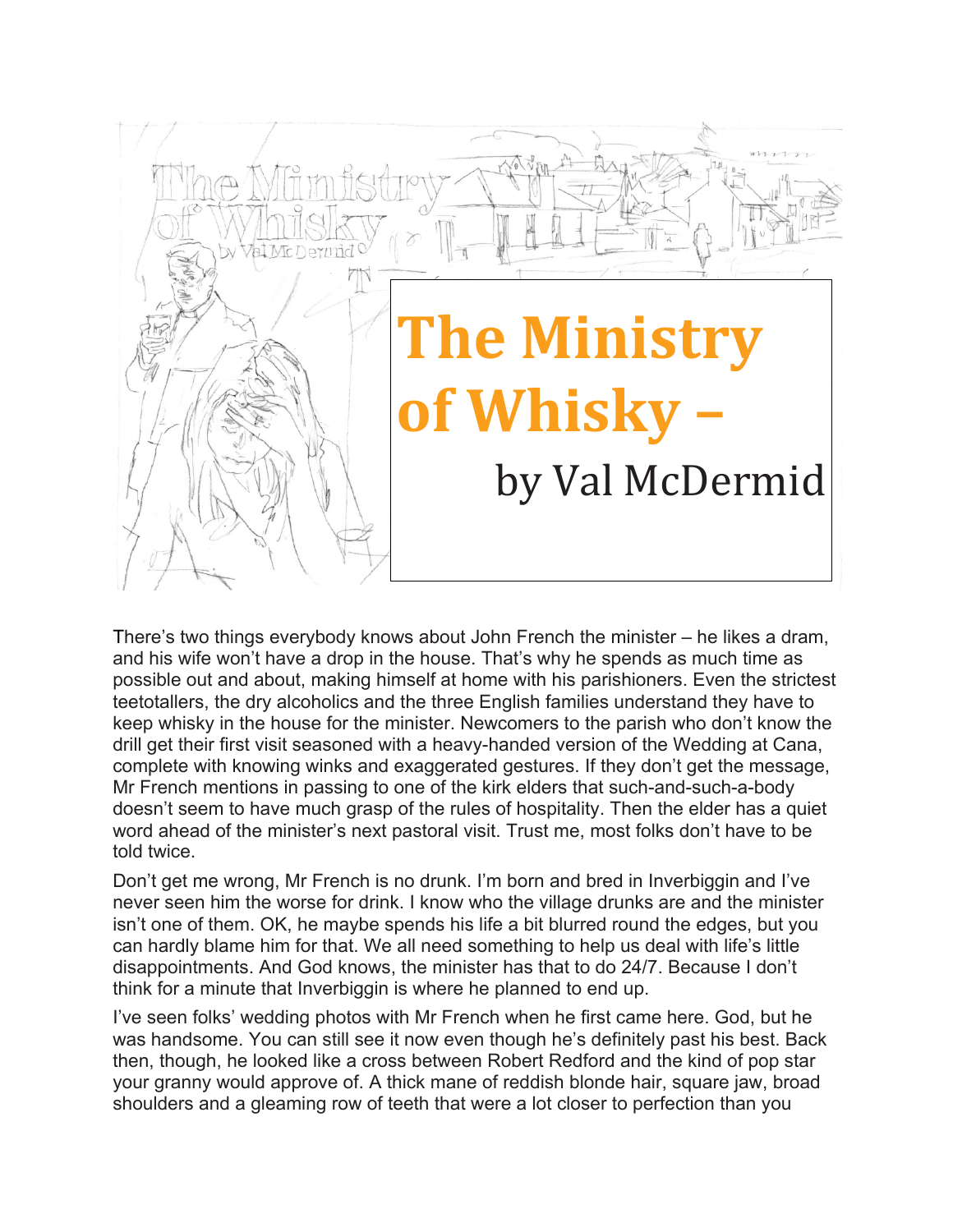# The Ministry of Whisky –

by Val McDermid

There's two things everybody knows about John French the minister – he likes a dram, and his wife won't have a drop in the house. That's why he spends as much time as possible out and about, making himself at home with his parishioners. Even the strictest teetotallers, the dry alcoholics and the three English families understand they have to keep whisky in the house for the minister. Newcomers to the parish who don't know the drill get their first visit seasoned with a heavy-handed version of the Wedding at Cana, complete with knowing winks and exaggerated gestures. If they don't get the message, Mr French mentions in passing to one of the kirk elders that such-and-such-a-body doesn't seem to have much grasp of the rules of hospitality. Then the elder has a quiet word ahead of the minister's next pastoral visit. Trust me, most folks don't have to be told twice.

Don't get me wrong, Mr French is no drunk. I'm born and bred in Inverbiggin and I've never seen him the worse for drink. I know who the village drunks are and the minister isn't one of them. OK, he maybe spends his life a bit blurred round the edges, but you can hardly blame him for that. We all need something to help us deal with life's little disappointments. And God knows, the minister has that to do 24/7. Because I don't think for a minute that Inverbiggin is where he planned to end up.

I've seen folks' wedding photos with Mr French when he first came here. God, but he was handsome. You can still see it now even though he's definitely past his best. Back then, though, he looked like a cross between Robert Redford and the kind of pop star your granny would approve of. A thick mane of reddish blonde hair, square jaw, broad shoulders and a gleaming row of teeth that were a lot closer to perfection than you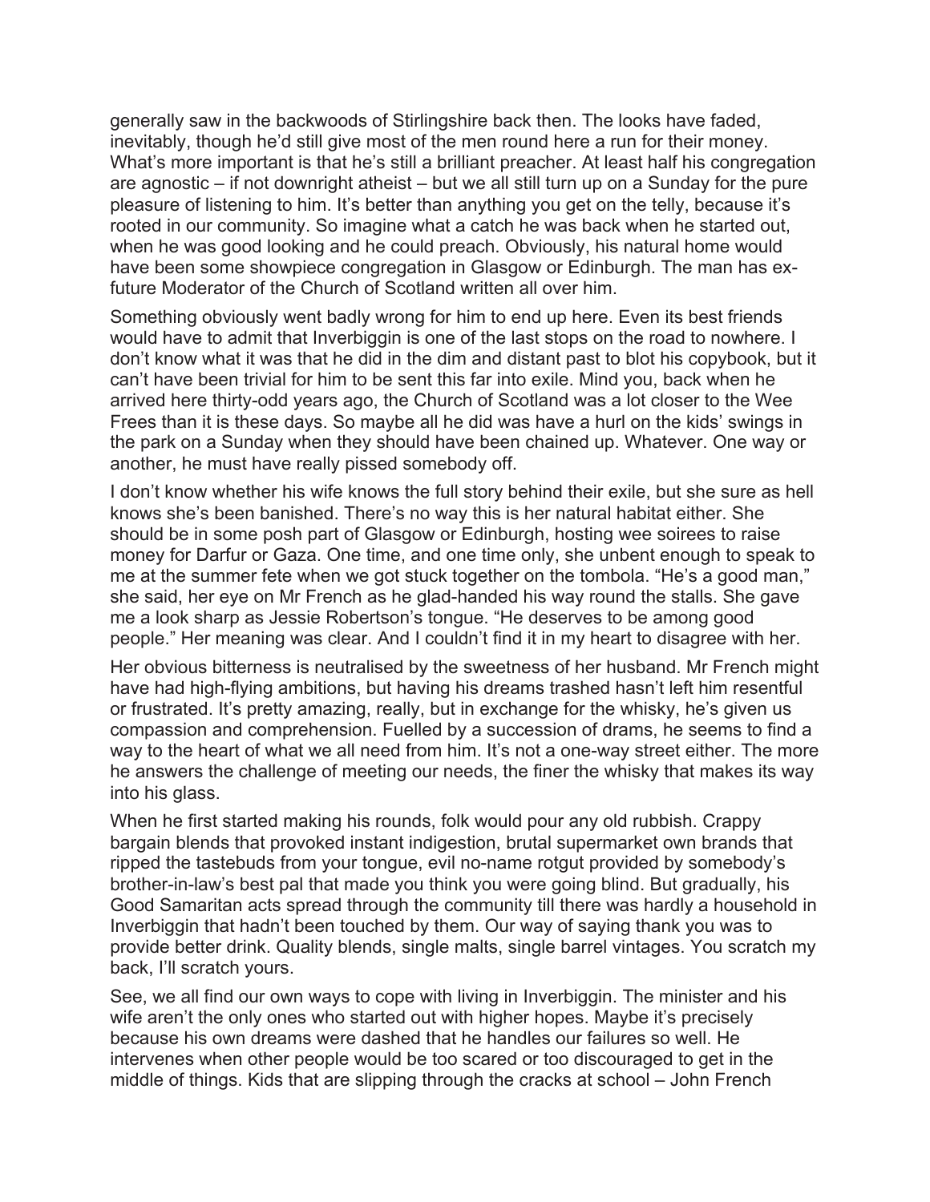generally saw in the backwoods of Stirlingshire back then. The looks have faded, inevitably, though he'd still give most of the men round here a run for their money. What's more important is that he's still a brilliant preacher. At least half his congregation are agnostic – if not downright atheist – but we all still turn up on a Sunday for the pure pleasure of listening to him. It's better than anything you get on the telly, because it's rooted in our community. So imagine what a catch he was back when he started out, when he was good looking and he could preach. Obviously, his natural home would have been some showpiece congregation in Glasgow or Edinburgh. The man has ex-future Moderator of the Church of Scotland written all over him.

Something obviously went badly wrong for him to end up here. Even its best friends would have to admit that Inverbiggin is one of the last stops on the road to nowhere. I don't know what it was that he did in the dim and distant past to blot his copybook, but it can't have been trivial for him to be sent this far into exile. Mind you, back when he arrived here thirty-odd years ago, the Church of Scotland was a lot closer to the Wee Frees than it is these days. So maybe all he did was have a hurl on the kids' swings in the park on a Sunday when they should have been chained up. Whatever. One way or another, he must have really pissed somebody off.

I don't know whether his wife knows the full story behind their exile, but she sure as hell knows she's been banished. There's no way this is her natural habitat either. She should be in some posh part of Glasgow or Edinburgh, hosting wee soirees to raise money for Darfur or Gaza. One time, and one time only, she unbent enough to speak to me at the summer fete when we got stuck together on the tombola. "He's a good man," she said, her eye on Mr French as he glad-handed his way round the stalls. She gave me a look sharp as Jessie Robertson's tongue. "He deserves to be among good people." Her meaning was clear. And I couldn't find it in my heart to disagree with her.

Her obvious bitterness is neutralised by the sweetness of her husband. Mr French might have had high-flying ambitions, but having his dreams trashed hasn't left him resentful or frustrated. It's pretty amazing, really, but in exchange for the whisky, he's given us compassion and comprehension. Fuelled by a succession of drams, he seems to find a way to the heart of what we all need from him. It's not a one-way street either. The more he answers the challenge of meeting our needs, the finer the whisky that makes its way into his glass.

When he first started making his rounds, folk would pour any old rubbish. Crappy bargain blends that provoked instant indigestion, brutal supermarket own brands that ripped the tastebuds from your tongue, evil no-name rotgut provided by somebody's brother-in-law's best pal that made you think you were going blind. But gradually, his Good Samaritan acts spread through the community till there was hardly a household in Inverbiggin that hadn't been touched by them. Our way of saying thank you was to provide better drink. Quality blends, single malts, single barrel vintages. You scratch my back, I'll scratch yours.

See, we all find our own ways to cope with living in Inverbiggin. The minister and his wife aren't the only ones who started out with higher hopes. Maybe it's precisely because his own dreams were dashed that he handles our failures so well. He intervenes when other people would be too scared or too discouraged to get in the middle of things. Kids that are slipping through the cracks at school – John French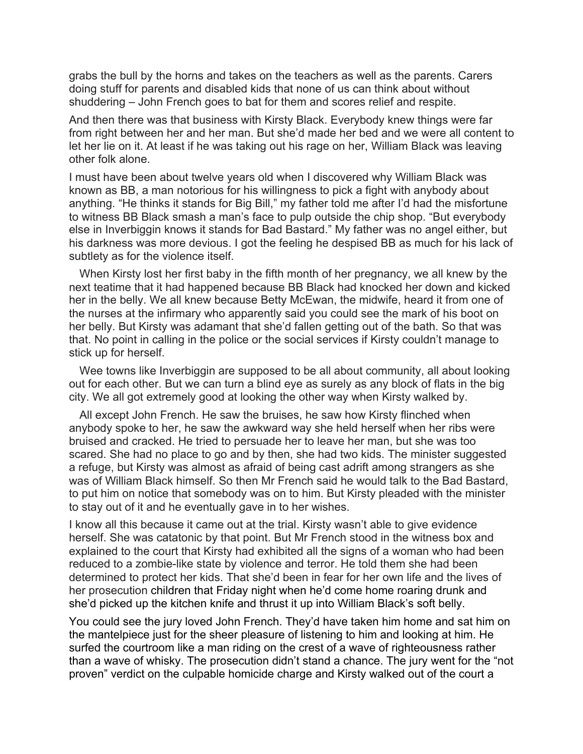grabs the bull by the horns and takes on the teachers as well as the parents. Carers doing stuff for parents and disabled kids that none of us can think about without shuddering – John French goes to bat for them and scores relief and respite.

And then there was that business with Kirsty Black. Everybody knew things were far from right between her and her man. But she'd made her bed and we were all content to let her lie on it. At least if he was taking out his rage on her, William Black was leaving other folk alone.

I must have been about twelve years old when I discovered why William Black was known as BB, a man notorious for his willingness to pick a fight with anybody about anything. "He thinks it stands for Big Bill," my father told me after I'd had the misfortune to witness BB Black smash a man's face to pulp outside the chip shop. "But everybody else in Inverbiggin knows it stands for Bad Bastard." My father was no angel either, but his darkness was more devious. I got the feeling he despised BB as much for his lack of subtlety as for the violence itself.

When Kirsty lost her first baby in the fifth month of her pregnancy, we all knew by the next teatime that it had happened because BB Black had knocked her down and kicked her in the belly. We all knew because Betty McEwan, the midwife, heard it from one of the nurses at the infirmary who apparently said you could see the mark of his boot on her belly. But Kirsty was adamant that she'd fallen getting out of the bath. So that was that. No point in calling in the police or the social services if Kirsty couldn't manage to stick up for herself.

Wee towns like Inverbiggin are supposed to be all about community, all about looking out for each other. But we can turn a blind eye as surely as any block of flats in the big city. We all got extremely good at looking the other way when Kirsty walked by.

All except John French. He saw the bruises, he saw how Kirsty flinched when anybody spoke to her, he saw the awkward way she held herself when her ribs were bruised and cracked. He tried to persuade her to leave her man, but she was too scared. She had no place to go and by then, she had two kids. The minister suggested a refuge, but Kirsty was almost as afraid of being cast adrift among strangers as she was of William Black himself. So then Mr French said he would talk to the Bad Bastard, to put him on notice that somebody was on to him. But Kirsty pleaded with the minister to stay out of it and he eventually gave in to her wishes.

I know all this because it came out at the trial. Kirsty wasn't able to give evidence herself. She was catatonic by that point. But Mr French stood in the witness box and explained to the court that Kirsty had exhibited all the signs of a woman who had been reduced to a zombie-like state by violence and terror. He told them she had been determined to protect her kids. That she'd been in fear for her own life and the lives of her prosecution children that Friday night when he'd come home roaring drunk and she'd picked up the kitchen knife and thrust it up into William Black's soft belly.

You could see the jury loved John French. They'd have taken him home and sat him on the mantelpiece just for the sheer pleasure of listening to him and looking at him. He surfed the courtroom like a man riding on the crest of a wave of righteousness rather than a wave of whisky. The prosecution didn't stand a chance. The jury went for the "not proven" verdict on the culpable homicide charge and Kirsty walked out of the court a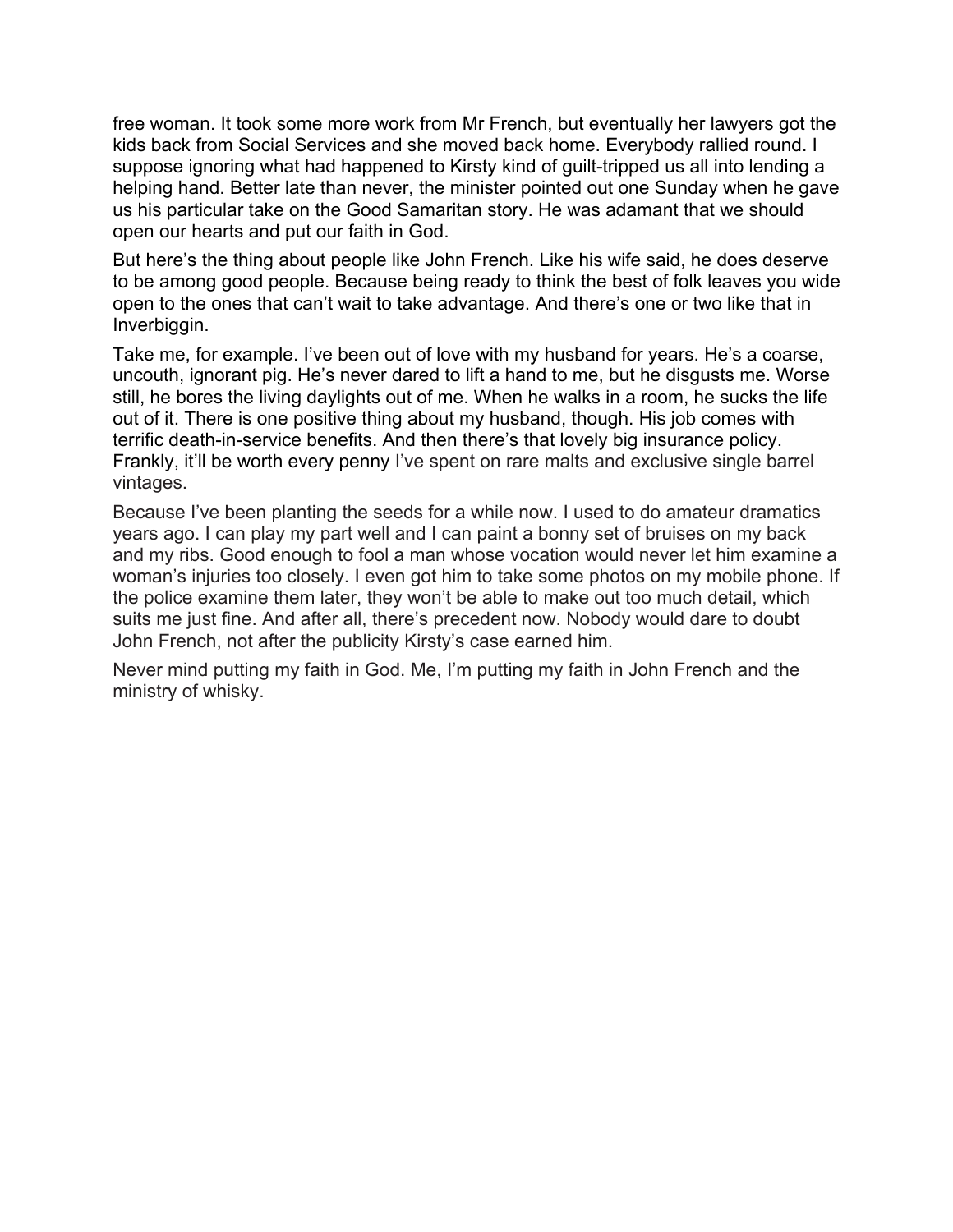free woman. It took some more work from Mr French, but eventually her lawyers got the kids back from Social Services and she moved back home. Everybody rallied round. I suppose ignoring what had happened to Kirsty kind of guilt-tripped us all into lending a helping hand. Better late than never, the minister pointed out one Sunday when he gave us his particular take on the Good Samaritan story. He was adamant that we should open our hearts and put our faith in God.

But here's the thing about people like John French. Like his wife said, he does deserve to be among good people. Because being ready to think the best of folk leaves you wide open to the ones that can't wait to take advantage. And there's one or two like that in Inverbiggin.

Take me, for example. I've been out of love with my husband for years. He's a coarse, uncouth, ignorant pig. He's never dared to lift a hand to me, but he disgusts me. Worse still, he bores the living daylights out of me. When he walks in a room, he sucks the life out of it. There is one positive thing about my husband, though. His job comes with terrific death-in-service benefits. And then there's that lovely big insurance policy. Frankly, it'll be worth every penny I've spent on rare malts and exclusive single barrel vintages.

Because I've been planting the seeds for a while now. I used to do amateur dramatics years ago. I can play my part well and I can paint a bonny set of bruises on my back and my ribs. Good enough to fool a man whose vocation would never let him examine a woman's injuries too closely. I even got him to take some photos on my mobile phone. If the police examine them later, they won't be able to make out too much detail, which suits me just fine. And after all, there's precedent now. Nobody would dare to doubt John French, not after the publicity Kirsty's case earned him.

Never mind putting my faith in God. Me, I'm putting my faith in John French and the ministry of whisky.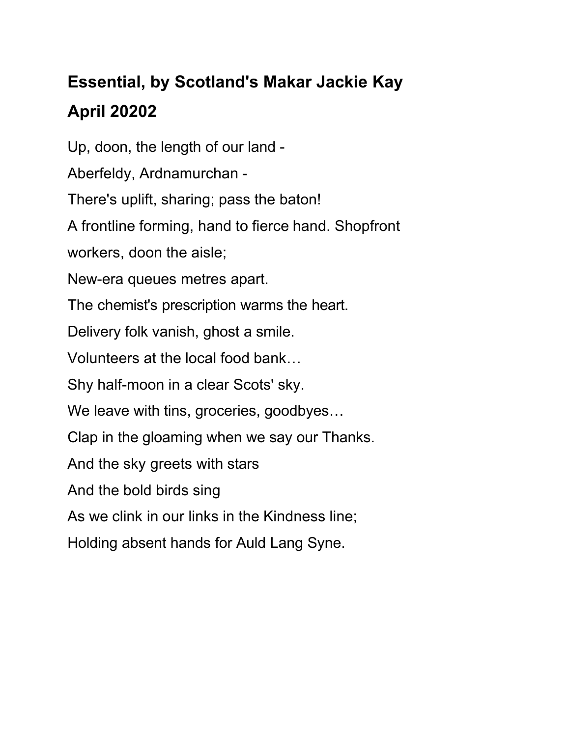## Essential, by Scotland's Makar Jackie Kay

## April 20202

Up, doon, the length of our land -

Aberfeldy, Ardnamurchan -

There's uplift, sharing; pass the baton!

A frontline forming, hand to fierce hand. Shopfront

workers, doon the aisle;

New-era queues metres apart.

The chemist's prescription warms the heart.

Delivery folk vanish, ghost a smile.

Volunteers at the local food bank…

Shy half-moon in a clear Scots' sky.

We leave with tins, groceries, goodbyes…

Clap in the gloaming when we say our Thanks.

And the sky greets with stars

And the bold birds sing

As we clink in our links in the Kindness line;

Holding absent hands for Auld Lang Syne.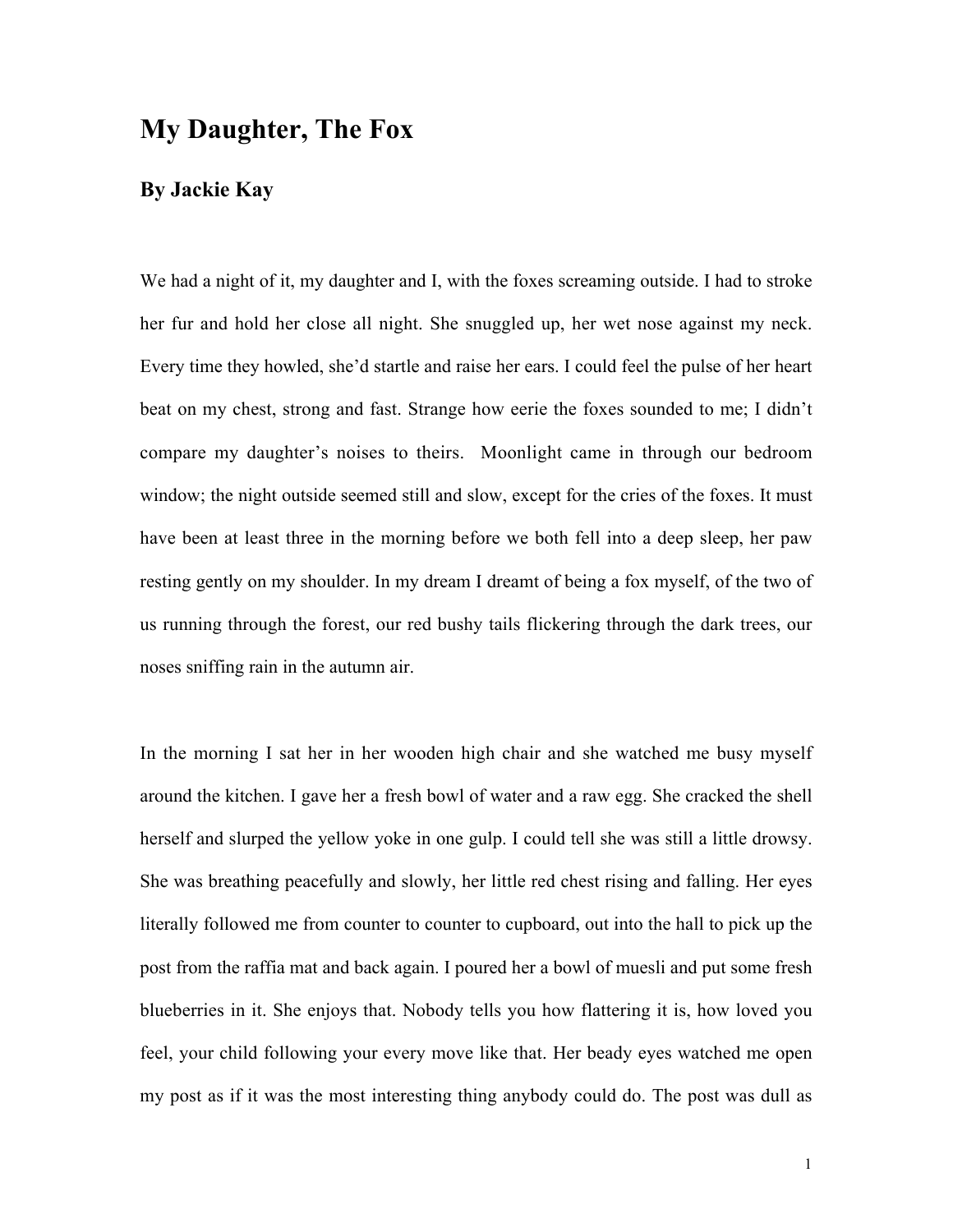# My Daughter, The Fox

## By Jackie Kay

We had a night of it, my daughter and I, with the foxes screaming outside. I had to stroke her fur and hold her close all night. She snuggled up, her wet nose against my neck. Every time they howled, she'd startle and raise her ears. I could feel the pulse of her heart beat on my chest, strong and fast. Strange how eerie the foxes sounded to me; I didn't compare my daughter's noises to theirs. Moonlight came in through our bedroom window; the night outside seemed still and slow, except for the cries of the foxes. It must have been at least three in the morning before we both fell into a deep sleep, her paw resting gently on my shoulder. In my dream I dreamt of being a fox myself, of the two of us running through the forest, our red bushy tails flickering through the dark trees, our noses sniffing rain in the autumn air.

In the morning I sat her in her wooden high chair and she watched me busy myself around the kitchen. I gave her a fresh bowl of water and a raw egg. She cracked the shell herself and slurped the yellow yoke in one gulp. I could tell she was still a little drowsy. She was breathing peacefully and slowly, her little red chest rising and falling. Her eyes literally followed me from counter to counter to cupboard, out into the hall to pick up the post from the raffia mat and back again. I poured her a bowl of muesli and put some fresh blueberries in it. She enjoys that. Nobody tells you how flattering it is, how loved you feel, your child following your every move like that. Her beady eyes watched me open my post as if it was the most interesting thing anybody could do. The post was dull as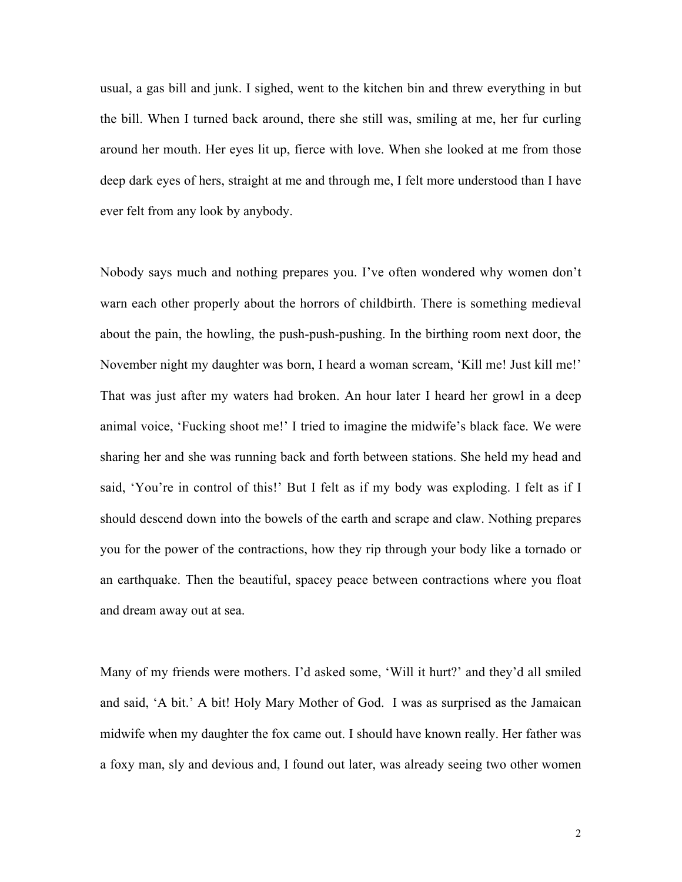usual, a gas bill and junk. I sighed, went to the kitchen bin and threw everything in but the bill. When I turned back around, there she still was, smiling at me, her fur curling around her mouth. Her eyes lit up, fierce with love. When she looked at me from those deep dark eyes of hers, straight at me and through me, I felt more understood than I have ever felt from any look by anybody.

Nobody says much and nothing prepares you. I've often wondered why women don't warn each other properly about the horrors of childbirth. There is something medieval about the pain, the howling, the push-push-pushing. In the birthing room next door, the November night my daughter was born, I heard a woman scream, 'Kill me! Just kill me!' That was just after my waters had broken. An hour later I heard her growl in a deep animal voice, 'Fucking shoot me!' I tried to imagine the midwife's black face. We were sharing her and she was running back and forth between stations. She held my head and said, 'You're in control of this!' But I felt as if my body was exploding. I felt as if I should descend down into the bowels of the earth and scrape and claw. Nothing prepares you for the power of the contractions, how they rip through your body like a tornado or an earthquake. Then the beautiful, spacey peace between contractions where you float and dream away out at sea.

Many of my friends were mothers. I'd asked some, 'Will it hurt?' and they'd all smiled and said, 'A bit.' A bit! Holy Mary Mother of God. I was as surprised as the Jamaican midwife when my daughter the fox came out. I should have known really. Her father was a foxy man, sly and devious and, I found out later, was already seeing two other women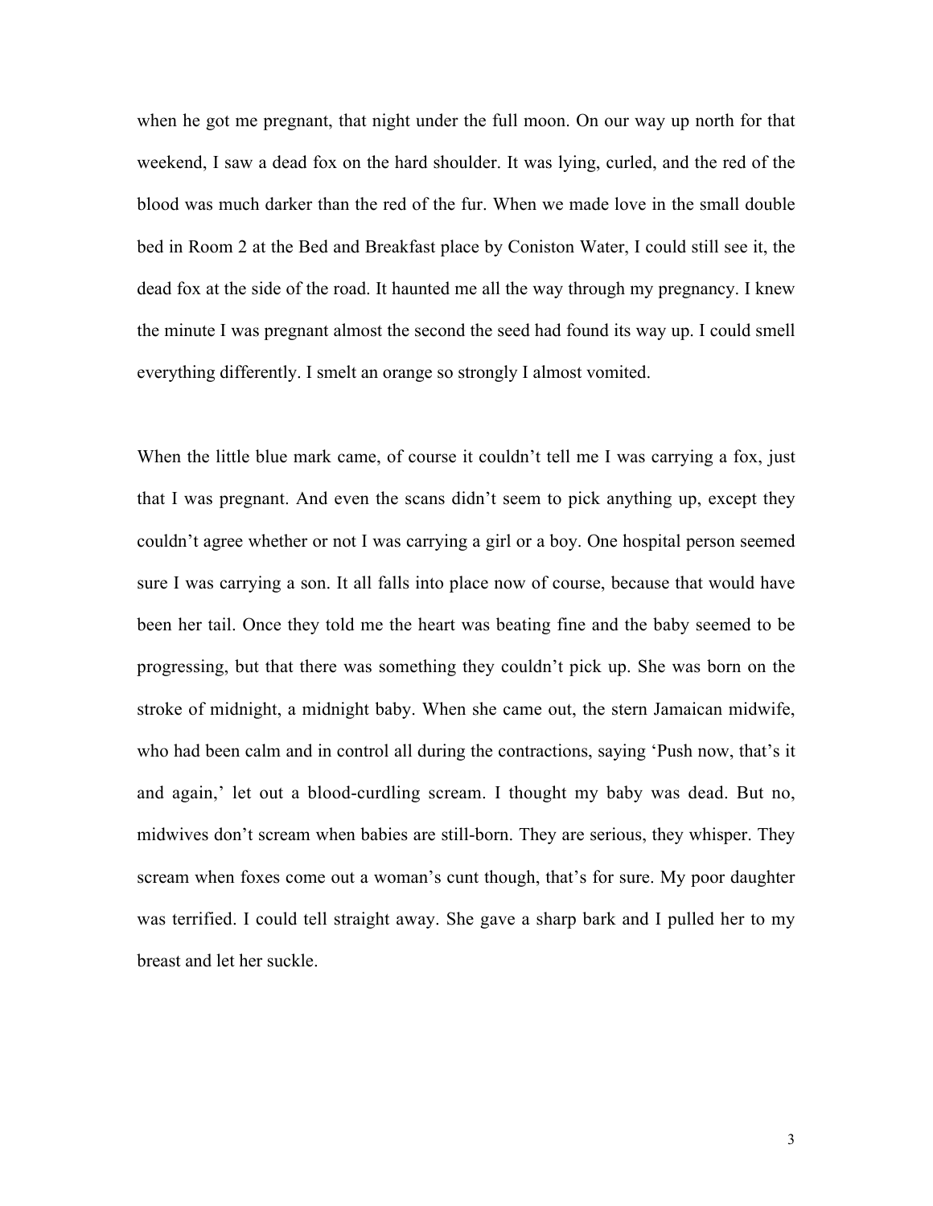when he got me pregnant, that night under the full moon. On our way up north for that weekend, I saw a dead fox on the hard shoulder. It was lying, curled, and the red of the blood was much darker than the red of the fur. When we made love in the small double bed in Room 2 at the Bed and Breakfast place by Coniston Water, I could still see it, the dead fox at the side of the road. It haunted me all the way through my pregnancy. I knew the minute I was pregnant almost the second the seed had found its way up. I could smell everything differently. I smelt an orange so strongly I almost vomited.

When the little blue mark came, of course it couldn't tell me I was carrying a fox, just that I was pregnant. And even the scans didn't seem to pick anything up, except they couldn't agree whether or not I was carrying a girl or a boy. One hospital person seemed sure I was carrying a son. It all falls into place now of course, because that would have been her tail. Once they told me the heart was beating fine and the baby seemed to be progressing, but that there was something they couldn't pick up. She was born on the stroke of midnight, a midnight baby. When she came out, the stern Jamaican midwife, who had been calm and in control all during the contractions, saying 'Push now, that's it and again,' let out a blood-curdling scream. I thought my baby was dead. But no, midwives don't scream when babies are still-born. They are serious, they whisper. They scream when foxes come out a woman's cunt though, that's for sure. My poor daughter was terrified. I could tell straight away. She gave a sharp bark and I pulled her to my breast and let her suckle.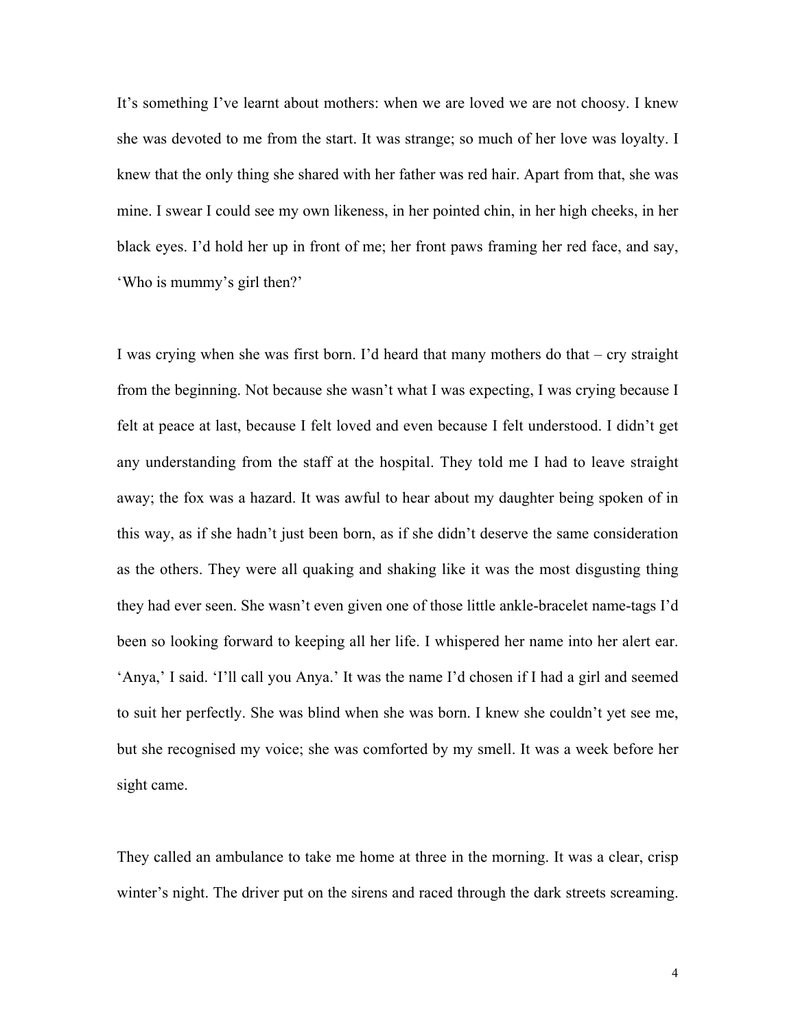It's something I've learnt about mothers: when we are loved we are not choosy. I knew she was devoted to me from the start. It was strange; so much of her love was loyalty. I knew that the only thing she shared with her father was red hair. Apart from that, she was mine. I swear I could see my own likeness, in her pointed chin, in her high cheeks, in her black eyes. I'd hold her up in front of me; her front paws framing her red face, and say, 'Who is mummy's girl then?'

I was crying when she was first born. I'd heard that many mothers do that – cry straight from the beginning. Not because she wasn't what I was expecting, I was crying because I felt at peace at last, because I felt loved and even because I felt understood. I didn't get any understanding from the staff at the hospital. They told me I had to leave straight away; the fox was a hazard. It was awful to hear about my daughter being spoken of in this way, as if she hadn't just been born, as if she didn't deserve the same consideration as the others. They were all quaking and shaking like it was the most disgusting thing they had ever seen. She wasn't even given one of those little ankle-bracelet name-tags I'd been so looking forward to keeping all her life. I whispered her name into her alert ear. 'Anya,' I said. 'I'll call you Anya.' It was the name I'd chosen if I had a girl and seemed to suit her perfectly. She was blind when she was born. I knew she couldn't yet see me, but she recognised my voice; she was comforted by my smell. It was a week before her sight came.

They called an ambulance to take me home at three in the morning. It was a clear, crisp winter's night. The driver put on the sirens and raced through the dark streets screaming.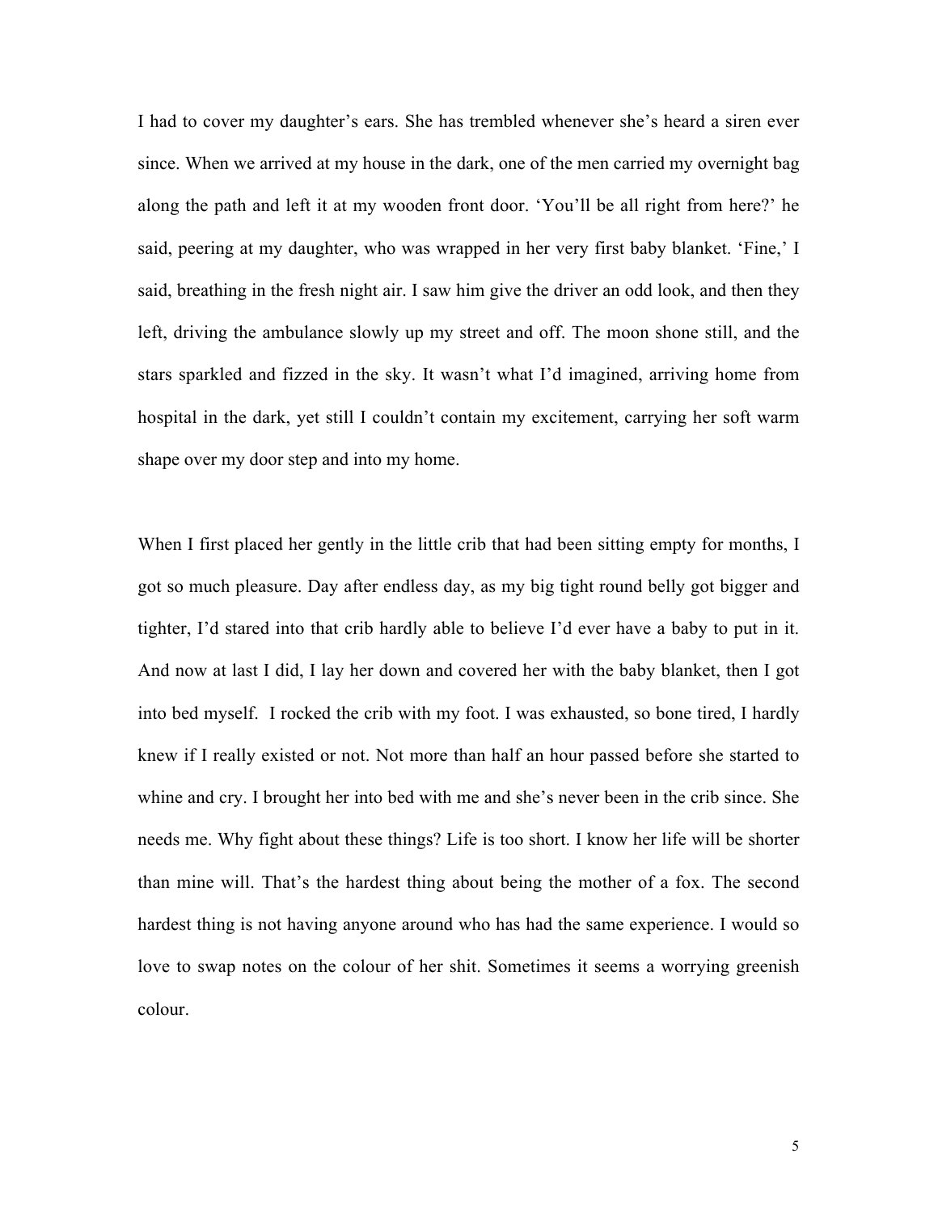I had to cover my daughter's ears. She has trembled whenever she's heard a siren ever since. When we arrived at my house in the dark, one of the men carried my overnight bag along the path and left it at my wooden front door. 'You'll be all right from here?' he said, peering at my daughter, who was wrapped in her very first baby blanket. 'Fine,' I said, breathing in the fresh night air. I saw him give the driver an odd look, and then they left, driving the ambulance slowly up my street and off. The moon shone still, and the stars sparkled and fizzed in the sky. It wasn't what I'd imagined, arriving home from hospital in the dark, yet still I couldn't contain my excitement, carrying her soft warm shape over my door step and into my home.

When I first placed her gently in the little crib that had been sitting empty for months, I got so much pleasure. Day after endless day, as my big tight round belly got bigger and tighter, I'd stared into that crib hardly able to believe I'd ever have a baby to put in it. And now at last I did, I lay her down and covered her with the baby blanket, then I got into bed myself. I rocked the crib with my foot. I was exhausted, so bone tired, I hardly knew if I really existed or not. Not more than half an hour passed before she started to whine and cry. I brought her into bed with me and she's never been in the crib since. She needs me. Why fight about these things? Life is too short. I know her life will be shorter than mine will. That's the hardest thing about being the mother of a fox. The second hardest thing is not having anyone around who has had the same experience. I would so love to swap notes on the colour of her shit. Sometimes it seems a worrying greenish colour.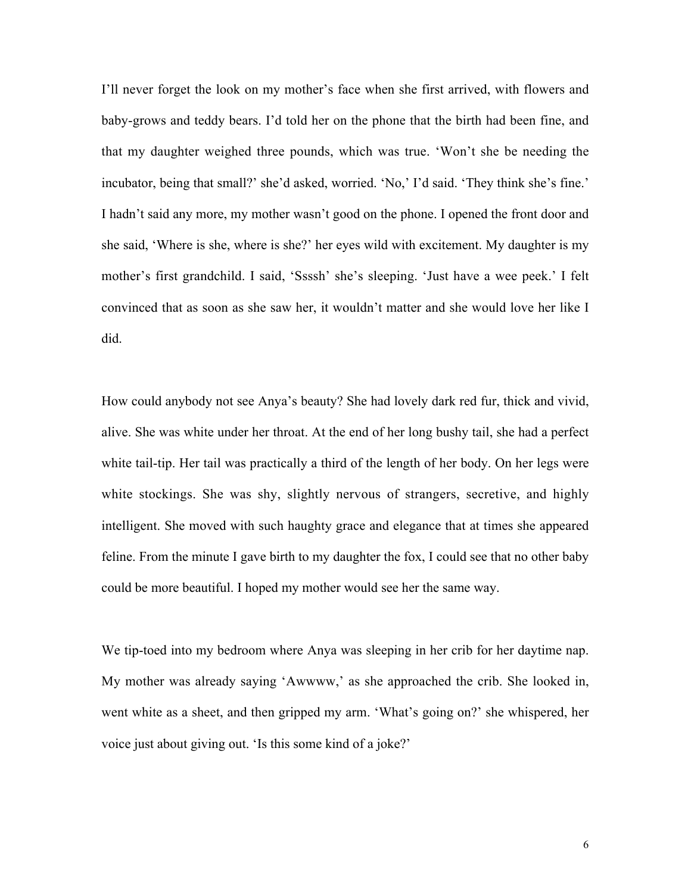I'll never forget the look on my mother's face when she first arrived, with flowers and baby-grows and teddy bears. I'd told her on the phone that the birth had been fine, and that my daughter weighed three pounds, which was true. 'Won't she be needing the incubator, being that small?' she'd asked, worried. 'No,' I'd said. 'They think she's fine.' I hadn't said any more, my mother wasn't good on the phone. I opened the front door and she said, 'Where is she, where is she?' her eyes wild with excitement. My daughter is my mother's first grandchild. I said, 'Ssssh' she's sleeping. 'Just have a wee peek.' I felt convinced that as soon as she saw her, it wouldn't matter and she would love her like I did.

How could anybody not see Anya's beauty? She had lovely dark red fur, thick and vivid, alive. She was white under her throat. At the end of her long bushy tail, she had a perfect white tail-tip. Her tail was practically a third of the length of her body. On her legs were white stockings. She was shy, slightly nervous of strangers, secretive, and highly intelligent. She moved with such haughty grace and elegance that at times she appeared feline. From the minute I gave birth to my daughter the fox, I could see that no other baby could be more beautiful. I hoped my mother would see her the same way.

We tip-toed into my bedroom where Anya was sleeping in her crib for her daytime nap. My mother was already saying 'Awwww,' as she approached the crib. She looked in, went white as a sheet, and then gripped my arm. 'What's going on?' she whispered, her voice just about giving out. 'Is this some kind of a joke?'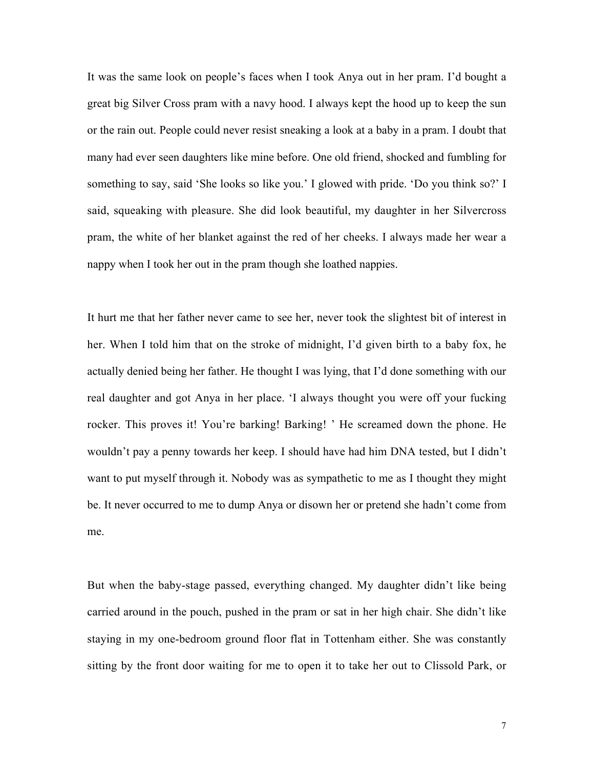It was the same look on people's faces when I took Anya out in her pram. I'd bought a great big Silver Cross pram with a navy hood. I always kept the hood up to keep the sun or the rain out. People could never resist sneaking a look at a baby in a pram. I doubt that many had ever seen daughters like mine before. One old friend, shocked and fumbling for something to say, said 'She looks so like you.' I glowed with pride. 'Do you think so?' I said, squeaking with pleasure. She did look beautiful, my daughter in her Silvercross pram, the white of her blanket against the red of her cheeks. I always made her wear a nappy when I took her out in the pram though she loathed nappies.

It hurt me that her father never came to see her, never took the slightest bit of interest in her. When I told him that on the stroke of midnight, I'd given birth to a baby fox, he actually denied being her father. He thought I was lying, that I'd done something with our real daughter and got Anya in her place. 'I always thought you were off your fucking rocker. This proves it! You're barking! Barking! ' He screamed down the phone. He wouldn't pay a penny towards her keep. I should have had him DNA tested, but I didn't want to put myself through it. Nobody was as sympathetic to me as I thought they might be. It never occurred to me to dump Anya or disown her or pretend she hadn't come from me.

But when the baby-stage passed, everything changed. My daughter didn't like being carried around in the pouch, pushed in the pram or sat in her high chair. She didn't like staying in my one-bedroom ground floor flat in Tottenham either. She was constantly sitting by the front door waiting for me to open it to take her out to Clissold Park, or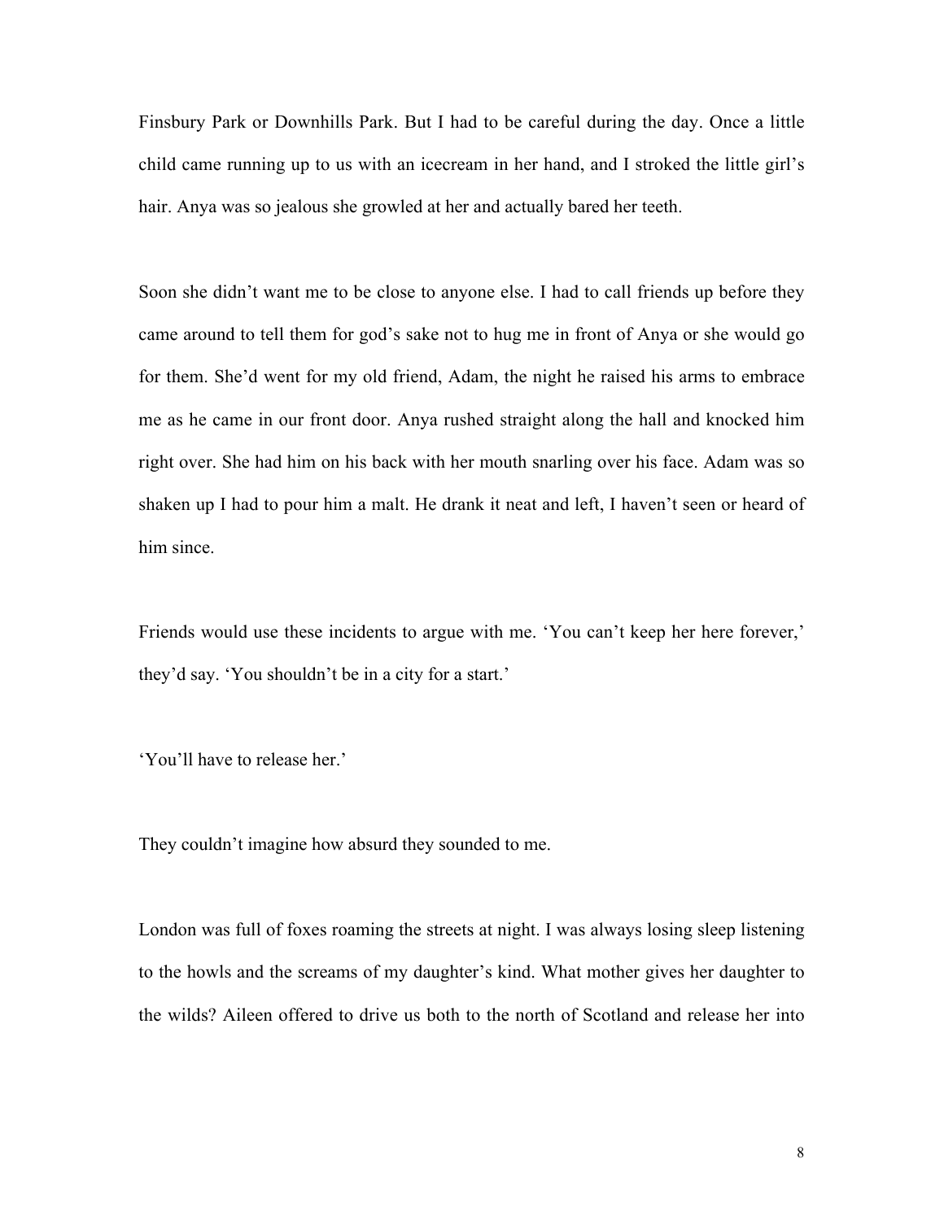Finsbury Park or Downhills Park. But I had to be careful during the day. Once a little child came running up to us with an icecream in her hand, and I stroked the little girl's hair. Anya was so jealous she growled at her and actually bared her teeth.

Soon she didn't want me to be close to anyone else. I had to call friends up before they came around to tell them for god's sake not to hug me in front of Anya or she would go for them. She'd went for my old friend, Adam, the night he raised his arms to embrace me as he came in our front door. Anya rushed straight along the hall and knocked him right over. She had him on his back with her mouth snarling over his face. Adam was so shaken up I had to pour him a malt. He drank it neat and left, I haven't seen or heard of him since.

Friends would use these incidents to argue with me. 'You can't keep her here forever,' they'd say. 'You shouldn't be in a city for a start.'

'You'll have to release her.'

They couldn't imagine how absurd they sounded to me.

London was full of foxes roaming the streets at night. I was always losing sleep listening to the howls and the screams of my daughter's kind. What mother gives her daughter to the wilds? Aileen offered to drive us both to the north of Scotland and release her into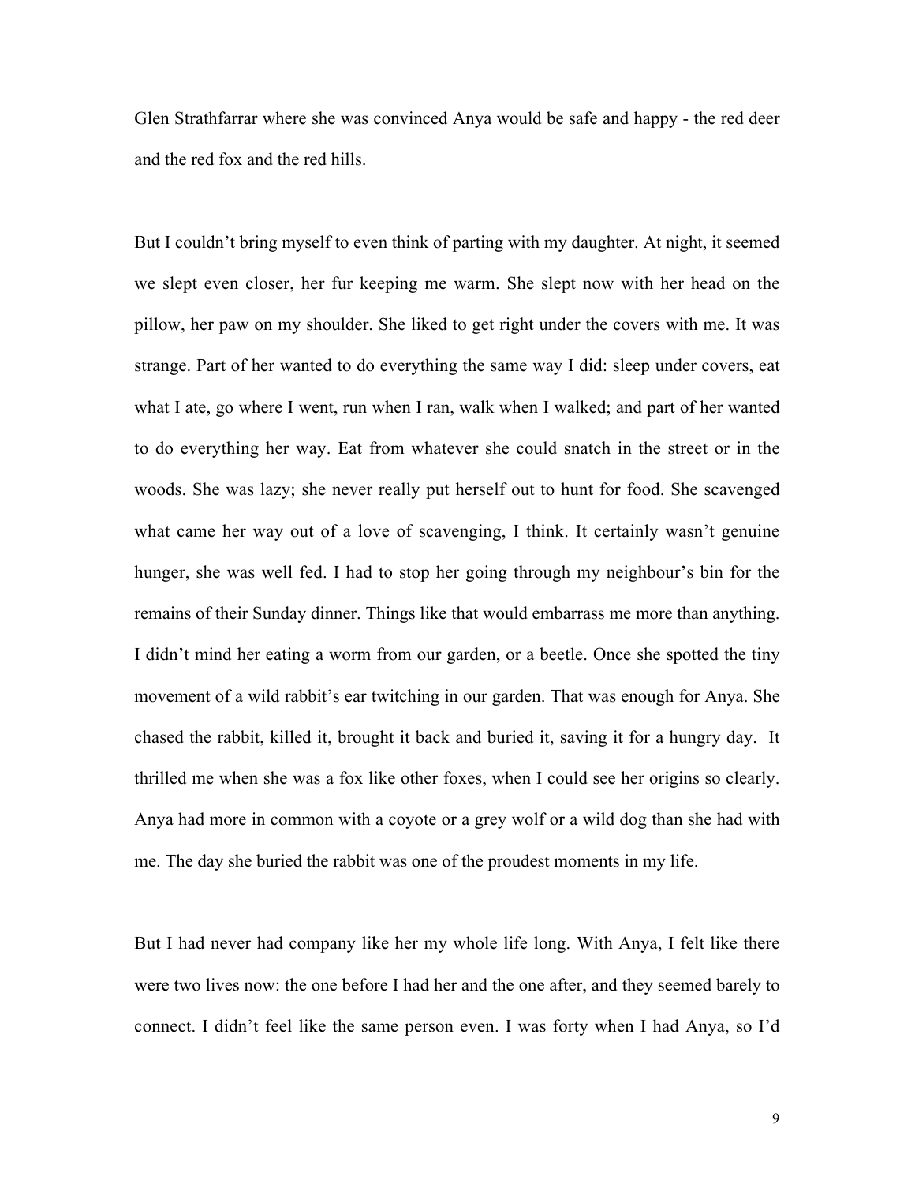Glen Strathfarrar where she was convinced Anya would be safe and happy - the red deer and the red fox and the red hills.

But I couldn't bring myself to even think of parting with my daughter. At night, it seemed we slept even closer, her fur keeping me warm. She slept now with her head on the pillow, her paw on my shoulder. She liked to get right under the covers with me. It was strange. Part of her wanted to do everything the same way I did: sleep under covers, eat what I ate, go where I went, run when I ran, walk when I walked; and part of her wanted to do everything her way. Eat from whatever she could snatch in the street or in the woods. She was lazy; she never really put herself out to hunt for food. She scavenged what came her way out of a love of scavenging, I think. It certainly wasn't genuine hunger, she was well fed. I had to stop her going through my neighbour's bin for the remains of their Sunday dinner. Things like that would embarrass me more than anything. I didn't mind her eating a worm from our garden, or a beetle. Once she spotted the tiny movement of a wild rabbit's ear twitching in our garden. That was enough for Anya. She chased the rabbit, killed it, brought it back and buried it, saving it for a hungry day. It thrilled me when she was a fox like other foxes, when I could see her origins so clearly. Anya had more in common with a coyote or a grey wolf or a wild dog than she had with me. The day she buried the rabbit was one of the proudest moments in my life.

But I had never had company like her my whole life long. With Anya, I felt like there were two lives now: the one before I had her and the one after, and they seemed barely to connect. I didn't feel like the same person even. I was forty when I had Anya, so I'd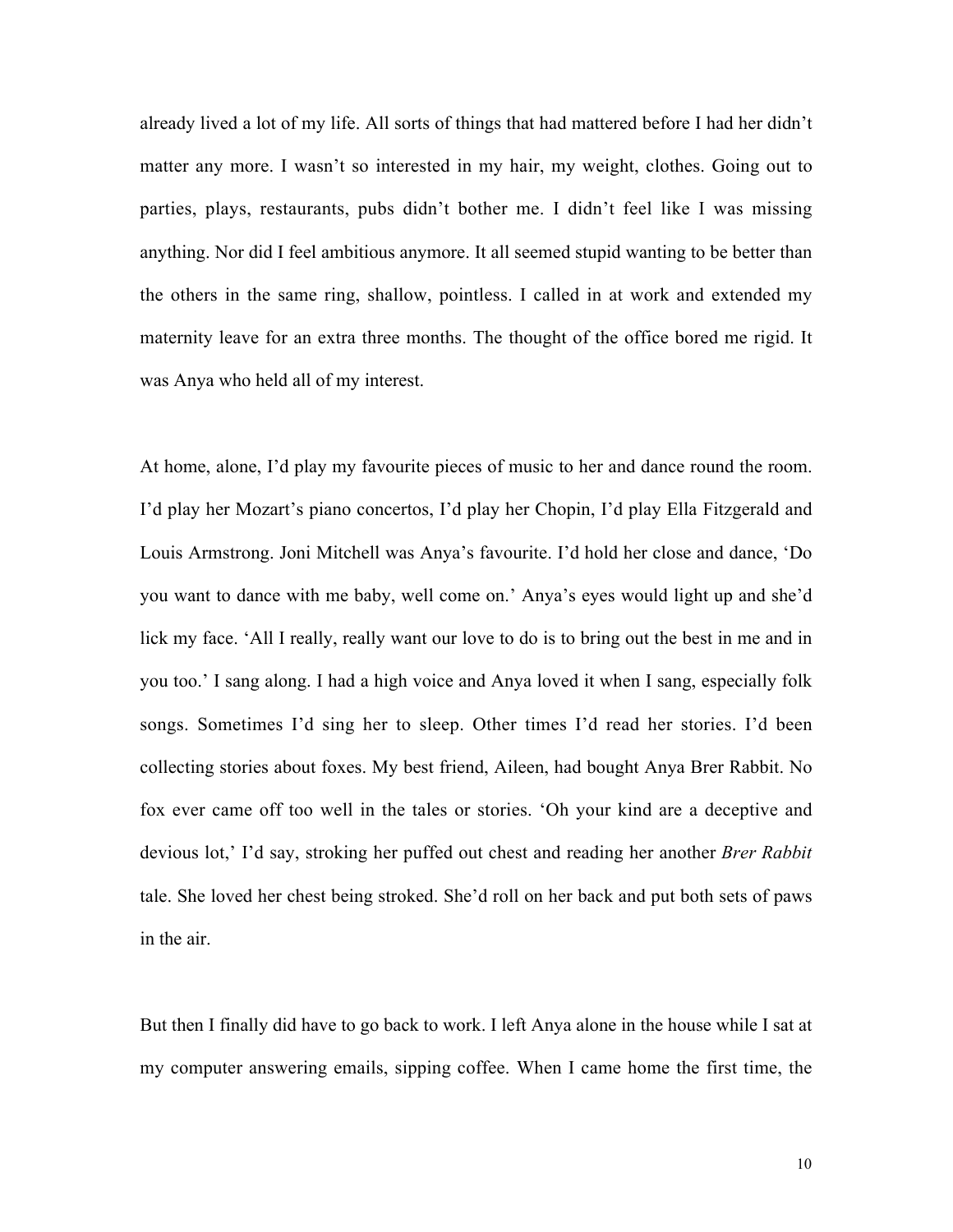already lived a lot of my life. All sorts of things that had mattered before I had her didn't matter any more. I wasn't so interested in my hair, my weight, clothes. Going out to parties, plays, restaurants, pubs didn't bother me. I didn't feel like I was missing anything. Nor did I feel ambitious anymore. It all seemed stupid wanting to be better than the others in the same ring, shallow, pointless. I called in at work and extended my maternity leave for an extra three months. The thought of the office bored me rigid. It was Anya who held all of my interest.

At home, alone, I'd play my favourite pieces of music to her and dance round the room. I'd play her Mozart's piano concertos, I'd play her Chopin, I'd play Ella Fitzgerald and Louis Armstrong. Joni Mitchell was Anya's favourite. I'd hold her close and dance, 'Do you want to dance with me baby, well come on.' Anya's eyes would light up and she'd lick my face. 'All I really, really want our love to do is to bring out the best in me and in you too.' I sang along. I had a high voice and Anya loved it when I sang, especially folk songs. Sometimes I'd sing her to sleep. Other times I'd read her stories. I'd been collecting stories about foxes. My best friend, Aileen, had bought Anya Brer Rabbit. No fox ever came off too well in the tales or stories. 'Oh your kind are a deceptive and devious lot,' I'd say, stroking her puffed out chest and reading her another *Brer Rabbit* tale. She loved her chest being stroked. She'd roll on her back and put both sets of paws in the air.

But then I finally did have to go back to work. I left Anya alone in the house while I sat at my computer answering emails, sipping coffee. When I came home the first time, the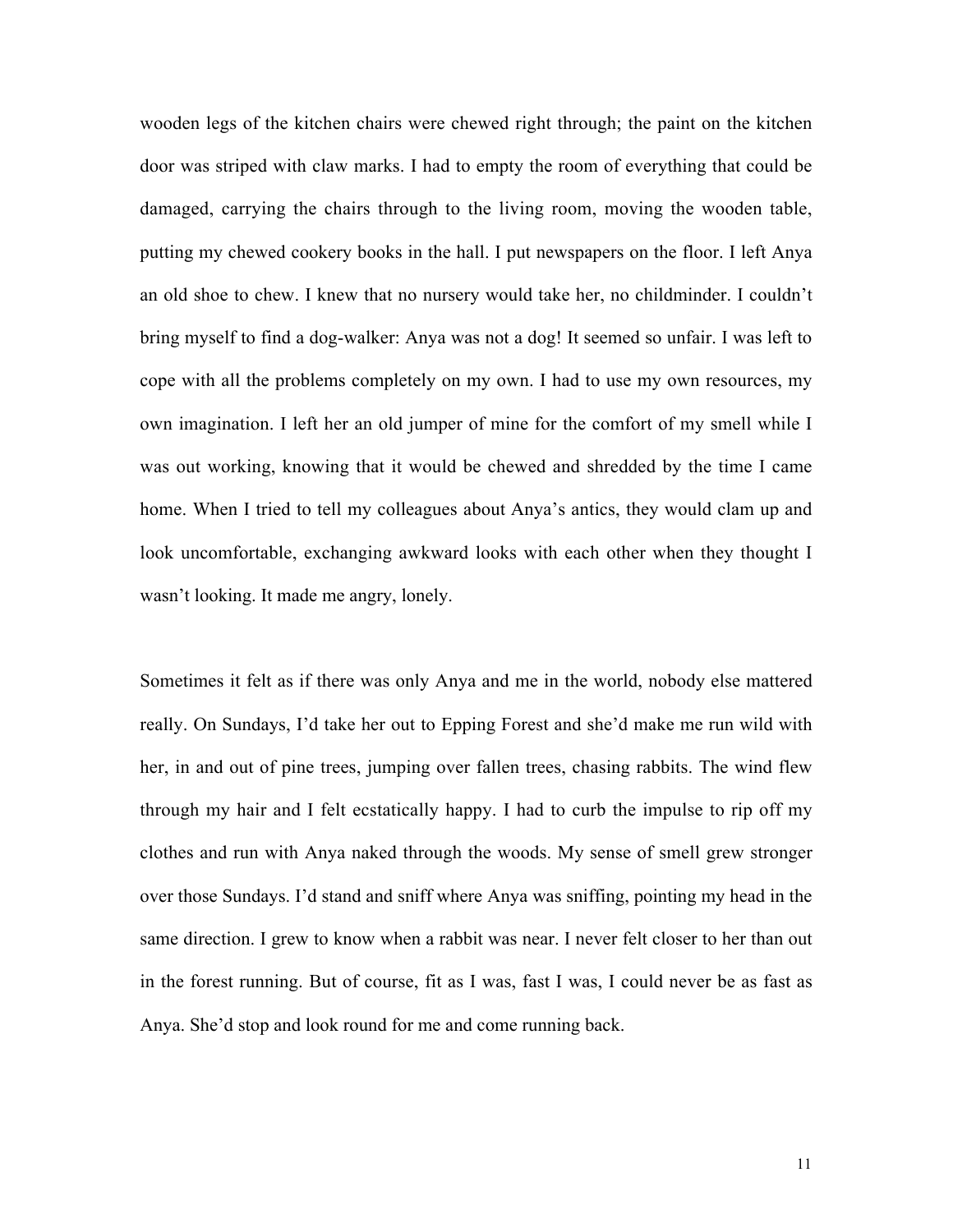wooden legs of the kitchen chairs were chewed right through; the paint on the kitchen door was striped with claw marks. I had to empty the room of everything that could be damaged, carrying the chairs through to the living room, moving the wooden table, putting my chewed cookery books in the hall. I put newspapers on the floor. I left Anya an old shoe to chew. I knew that no nursery would take her, no childminder. I couldn't bring myself to find a dog-walker: Anya was not a dog! It seemed so unfair. I was left to cope with all the problems completely on my own. I had to use my own resources, my own imagination. I left her an old jumper of mine for the comfort of my smell while I was out working, knowing that it would be chewed and shredded by the time I came home. When I tried to tell my colleagues about Anya's antics, they would clam up and look uncomfortable, exchanging awkward looks with each other when they thought I wasn't looking. It made me angry, lonely.

Sometimes it felt as if there was only Anya and me in the world, nobody else mattered really. On Sundays, I'd take her out to Epping Forest and she'd make me run wild with her, in and out of pine trees, jumping over fallen trees, chasing rabbits. The wind flew through my hair and I felt ecstatically happy. I had to curb the impulse to rip off my clothes and run with Anya naked through the woods. My sense of smell grew stronger over those Sundays. I'd stand and sniff where Anya was sniffing, pointing my head in the same direction. I grew to know when a rabbit was near. I never felt closer to her than out in the forest running. But of course, fit as I was, fast I was, I could never be as fast as Anya. She'd stop and look round for me and come running back.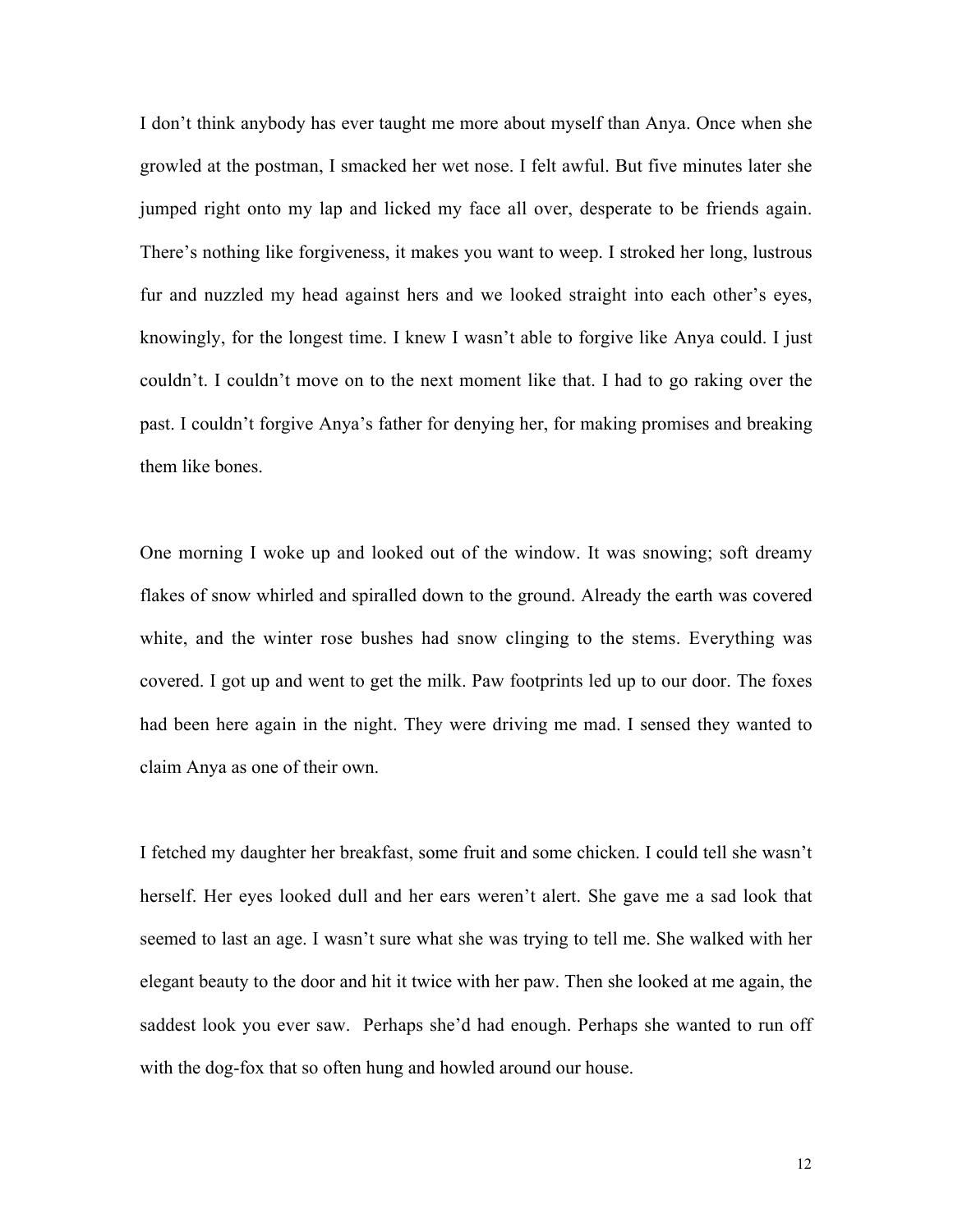I don't think anybody has ever taught me more about myself than Anya. Once when she growled at the postman, I smacked her wet nose. I felt awful. But five minutes later she jumped right onto my lap and licked my face all over, desperate to be friends again. There's nothing like forgiveness, it makes you want to weep. I stroked her long, lustrous fur and nuzzled my head against hers and we looked straight into each other's eyes, knowingly, for the longest time. I knew I wasn't able to forgive like Anya could. I just couldn't. I couldn't move on to the next moment like that. I had to go raking over the past. I couldn't forgive Anya's father for denying her, for making promises and breaking them like bones.

One morning I woke up and looked out of the window. It was snowing; soft dreamy flakes of snow whirled and spiralled down to the ground. Already the earth was covered white, and the winter rose bushes had snow clinging to the stems. Everything was covered. I got up and went to get the milk. Paw footprints led up to our door. The foxes had been here again in the night. They were driving me mad. I sensed they wanted to claim Anya as one of their own.

I fetched my daughter her breakfast, some fruit and some chicken. I could tell she wasn't herself. Her eyes looked dull and her ears weren't alert. She gave me a sad look that seemed to last an age. I wasn't sure what she was trying to tell me. She walked with her elegant beauty to the door and hit it twice with her paw. Then she looked at me again, the saddest look you ever saw. Perhaps she'd had enough. Perhaps she wanted to run off with the dog-fox that so often hung and howled around our house.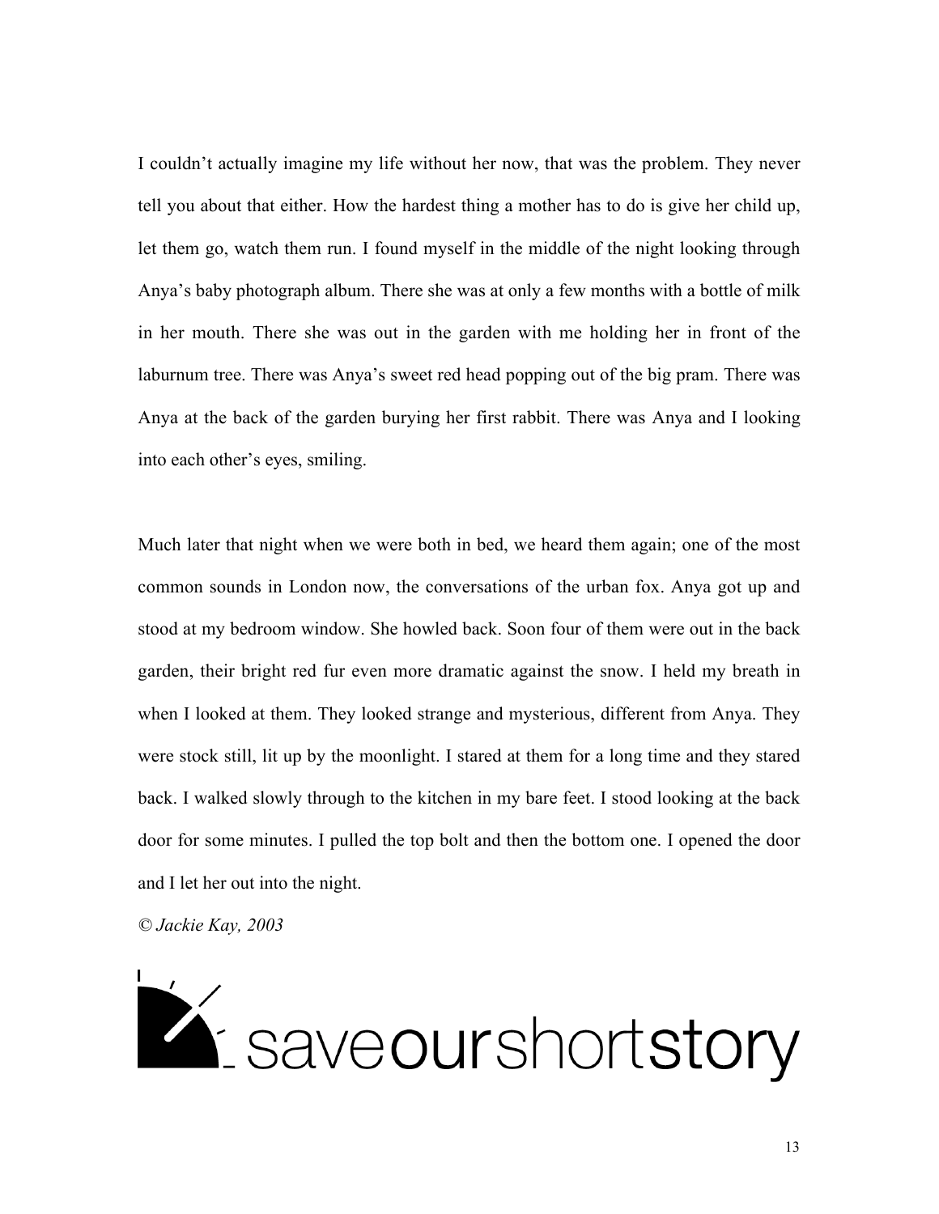I couldn't actually imagine my life without her now, that was the problem. They never tell you about that either. How the hardest thing a mother has to do is give her child up, let them go, watch them run. I found myself in the middle of the night looking through Anya's baby photograph album. There she was at only a few months with a bottle of milk in her mouth. There she was out in the garden with me holding her in front of the laburnum tree. There was Anya's sweet red head popping out of the big pram. There was Anya at the back of the garden burying her first rabbit. There was Anya and I looking into each other's eyes, smiling.

Much later that night when we were both in bed, we heard them again; one of the most common sounds in London now, the conversations of the urban fox. Anya got up and stood at my bedroom window. She howled back. Soon four of them were out in the back garden, their bright red fur even more dramatic against the snow. I held my breath in when I looked at them. They looked strange and mysterious, different from Anya. They were stock still, lit up by the moonlight. I stared at them for a long time and they stared back. I walked slowly through to the kitchen in my bare feet. I stood looking at the back door for some minutes. I pulled the top bolt and then the bottom one. I opened the door and I let her out into the night.

*© Jackie Kay, 2003*

saveourshortstory